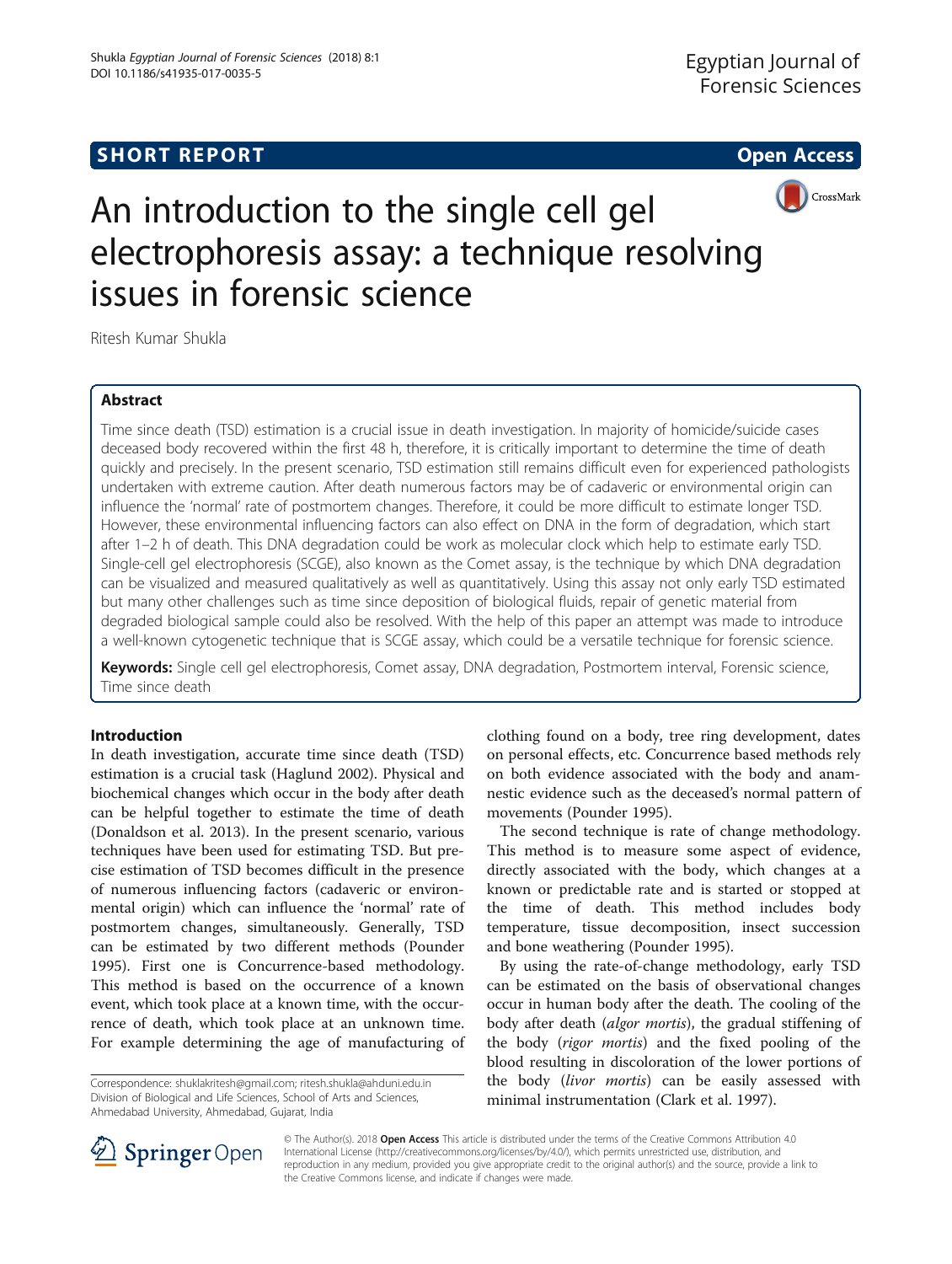**SHORT REPORT** **Open Access**

# An introduction to the single cell gel electrophoresis assay: a technique resolving issues in forensic science

Ritesh Kumar Shukla

## Abstract

Time since death (TSD) estimation is a crucial issue in death investigation. In majority of homicide/suicide cases deceased body recovered within the first 48 h, therefore, it is critically important to determine the time of death quickly and precisely. In the present scenario, TSD estimation still remains difficult even for experienced pathologists undertaken with extreme caution. After death numerous factors may be of cadaveric or environmental origin can influence the 'normal' rate of postmortem changes. Therefore, it could be more difficult to estimate longer TSD. However, these environmental influencing factors can also effect on DNA in the form of degradation, which start after 1–2 h of death. This DNA degradation could be work as molecular clock which help to estimate early TSD. Single-cell gel electrophoresis (SCGE), also known as the Comet assay, is the technique by which DNA degradation can be visualized and measured qualitatively as well as quantitatively. Using this assay not only early TSD estimated but many other challenges such as time since deposition of biological fluids, repair of genetic material from degraded biological sample could also be resolved. With the help of this paper an attempt was made to introduce a well-known cytogenetic technique that is SCGE assay, which could be a versatile technique for forensic science.

**Keywords:** Single cell gel electrophoresis, Comet assay, DNA degradation, Postmortem interval, Forensic science, Time since death

## Introduction

In death investigation, accurate time since death (TSD) estimation is a crucial task (Haglund 2002). Physical and biochemical changes which occur in the body after death can be helpful together to estimate the time of death (Donaldson et al. 2013). In the present scenario, various techniques have been used for estimating TSD. But precise estimation of TSD becomes difficult in the presence of numerous influencing factors (cadaveric or environmental origin) which can influence the 'normal' rate of postmortem changes, simultaneously. Generally, TSD can be estimated by two different methods (Pounder 1995). First one is Concurrence-based methodology. This method is based on the occurrence of a known event, which took place at a known time, with the occurrence of death, which took place at an unknown time. For example determining the age of manufacturing of clothing found on a body, tree ring development, dates on personal effects, etc. Concurrence based methods rely on both evidence associated with the body and anamnestic evidence such as the deceased's normal pattern of movements (Pounder 1995).

The second technique is rate of change methodology. This method is to measure some aspect of evidence, directly associated with the body, which changes at a known or predictable rate and is started or stopped at the time of death. This method includes body temperature, tissue decomposition, insect succession and bone weathering (Pounder 1995).

By using the rate-of-change methodology, early TSD can be estimated on the basis of observational changes occur in human body after the death. The cooling of the body after death (*algor mortis*), the gradual stiffening of the body (*rigor mortis*) and the fixed pooling of the blood resulting in discoloration of the lower portions of the body (*livor mortis*) can be easily assessed with minimal instrumentation (Clark et al. 1997).

Correspondence: shuklakritesh@gmail.com; ritesh.shukla@ahduni.edu.in
Division of Biological and Life Sciences, School of Arts and Sciences, Ahmedabad University, Ahmedabad, Gujarat, India

© The Author(s). 2018 **Open Access** This article is distributed under the terms of the Creative Commons Attribution 4.0 International License (http://creativecommons.org/licenses/by/4.0/), which permits unrestricted use, distribution, and reproduction in any medium, provided you give appropriate credit to the original author(s) and the source, provide a link to the Creative Commons license, and indicate if changes were made.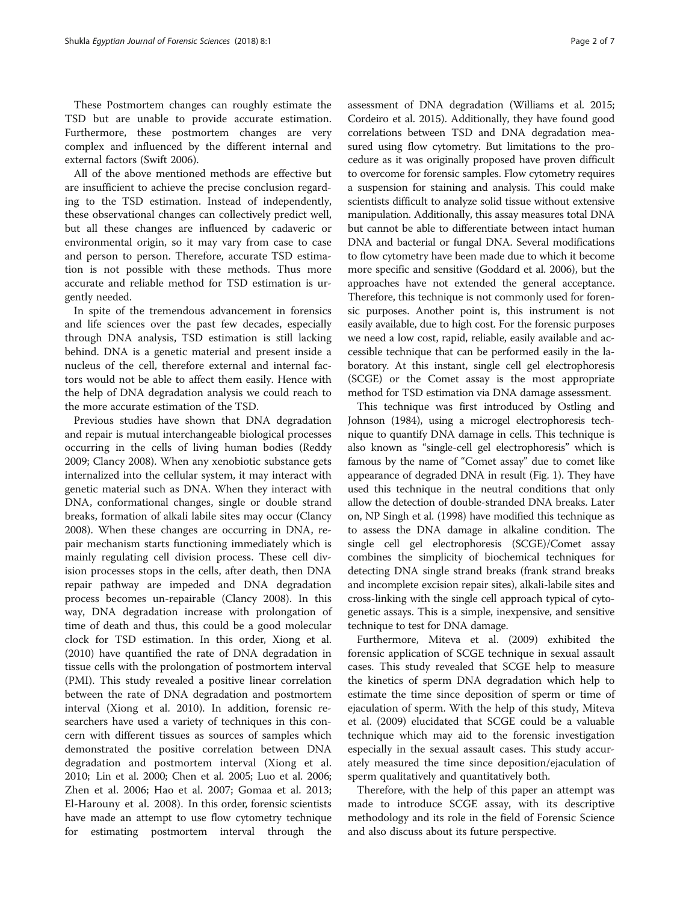These Postmortem changes can roughly estimate the TSD but are unable to provide accurate estimation. Furthermore, these postmortem changes are very complex and influenced by the different internal and external factors (Swift 2006).

All of the above mentioned methods are effective but are insufficient to achieve the precise conclusion regarding to the TSD estimation. Instead of independently, these observational changes can collectively predict well, but all these changes are influenced by cadaveric or environmental origin, so it may vary from case to case and person to person. Therefore, accurate TSD estimation is not possible with these methods. Thus more accurate and reliable method for TSD estimation is urgently needed.

In spite of the tremendous advancement in forensics and life sciences over the past few decades, especially through DNA analysis, TSD estimation is still lacking behind. DNA is a genetic material and present inside a nucleus of the cell, therefore external and internal factors would not be able to affect them easily. Hence with the help of DNA degradation analysis we could reach to the more accurate estimation of the TSD.

Previous studies have shown that DNA degradation and repair is mutual interchangeable biological processes occurring in the cells of living human bodies (Reddy 2009; Clancy 2008). When any xenobiotic substance gets internalized into the cellular system, it may interact with genetic material such as DNA. When they interact with DNA, conformational changes, single or double strand breaks, formation of alkali labile sites may occur (Clancy 2008). When these changes are occurring in DNA, repair mechanism starts functioning immediately which is mainly regulating cell division process. These cell division processes stops in the cells, after death, then DNA repair pathway are impeded and DNA degradation process becomes un-repairable (Clancy 2008). In this way, DNA degradation increase with prolongation of time of death and thus, this could be a good molecular clock for TSD estimation. In this order, Xiong et al. (2010) have quantified the rate of DNA degradation in tissue cells with the prolongation of postmortem interval (PMI). This study revealed a positive linear correlation between the rate of DNA degradation and postmortem interval (Xiong et al. 2010). In addition, forensic researchers have used a variety of techniques in this concern with different tissues as sources of samples which demonstrated the positive correlation between DNA degradation and postmortem interval (Xiong et al. 2010; Lin et al. 2000; Chen et al. 2005; Luo et al. 2006; Zhen et al. 2006; Hao et al. 2007; Gomaa et al. 2013; El-Harouny et al. 2008). In this order, forensic scientists have made an attempt to use flow cytometry technique for estimating postmortem interval through the assessment of DNA degradation (Williams et al. 2015; Cordeiro et al. 2015). Additionally, they have found good correlations between TSD and DNA degradation measured using flow cytometry. But limitations to the procedure as it was originally proposed have proven difficult to overcome for forensic samples. Flow cytometry requires a suspension for staining and analysis. This could make scientists difficult to analyze solid tissue without extensive manipulation. Additionally, this assay measures total DNA but cannot be able to differentiate between intact human DNA and bacterial or fungal DNA. Several modifications to flow cytometry have been made due to which it become more specific and sensitive (Goddard et al. 2006), but the approaches have not extended the general acceptance. Therefore, this technique is not commonly used for forensic purposes. Another point is, this instrument is not easily available, due to high cost. For the forensic purposes we need a low cost, rapid, reliable, easily available and accessible technique that can be performed easily in the laboratory. At this instant, single cell gel electrophoresis (SCGE) or the Comet assay is the most appropriate method for TSD estimation via DNA damage assessment.

This technique was first introduced by Ostling and Johnson (1984), using a microgel electrophoresis technique to quantify DNA damage in cells. This technique is also known as "single-cell gel electrophoresis" which is famous by the name of "Comet assay" due to comet like appearance of degraded DNA in result (Fig. 1). They have used this technique in the neutral conditions that only allow the detection of double-stranded DNA breaks. Later on, NP Singh et al. (1998) have modified this technique as to assess the DNA damage in alkaline condition. The single cell gel electrophoresis (SCGE)/Comet assay combines the simplicity of biochemical techniques for detecting DNA single strand breaks (frank strand breaks and incomplete excision repair sites), alkali-labile sites and cross-linking with the single cell approach typical of cytogenetic assays. This is a simple, inexpensive, and sensitive technique to test for DNA damage.

Furthermore, Miteva et al. (2009) exhibited the forensic application of SCGE technique in sexual assault cases. This study revealed that SCGE help to measure the kinetics of sperm DNA degradation which help to estimate the time since deposition of sperm or time of ejaculation of sperm. With the help of this study, Miteva et al. (2009) elucidated that SCGE could be a valuable technique which may aid to the forensic investigation especially in the sexual assault cases. This study accurately measured the time since deposition/ejaculation of sperm qualitatively and quantitatively both.

Therefore, with the help of this paper an attempt was made to introduce SCGE assay, with its descriptive methodology and its role in the field of Forensic Science and also discuss about its future perspective.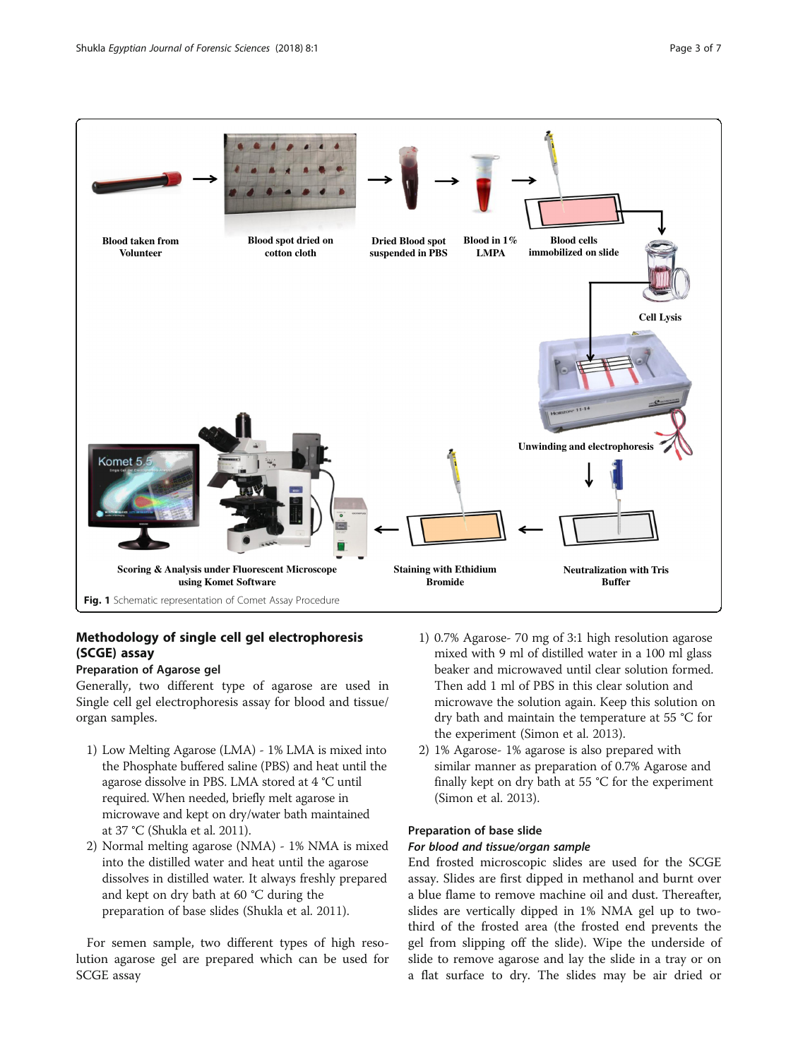Fig. 1 Schematic representation of Comet Assay Procedure

## Methodology of single cell gel electrophoresis (SCGE) assay

### Preparation of Agarose gel

Generally, two different type of agarose are used in Single cell gel electrophoresis assay for blood and tissue/ organ samples.

1) Low Melting Agarose (LMA) - 1% LMA is mixed into the Phosphate buffered saline (PBS) and heat until the agarose dissolve in PBS. LMA stored at 4 °C until required. When needed, briefly melt agarose in microwave and kept on dry/water bath maintained at 37 °C (Shukla et al. 2011).
2) Normal melting agarose (NMA) - 1% NMA is mixed into the distilled water and heat until the agarose dissolves in distilled water. It always freshly prepared and kept on dry bath at 60 °C during the preparation of base slides (Shukla et al. 2011).

For semen sample, two different types of high resolution agarose gel are prepared which can be used for SCGE assay

1) 0.7% Agarose- 70 mg of 3:1 high resolution agarose mixed with 9 ml of distilled water in a 100 ml glass beaker and microwaved until clear solution formed. Then add 1 ml of PBS in this clear solution and microwave the solution again. Keep this solution on dry bath and maintain the temperature at 55 °C for the experiment (Simon et al. 2013).
2) 1% Agarose- 1% agarose is also prepared with similar manner as preparation of 0.7% Agarose and finally kept on dry bath at 55 °C for the experiment (Simon et al. 2013).

### Preparation of base slide

#### *For blood and tissue/organ sample*

End frosted microscopic slides are used for the SCGE assay. Slides are first dipped in methanol and burnt over a blue flame to remove machine oil and dust. Thereafter, slides are vertically dipped in 1% NMA gel up to two-third of the frosted area (the frosted end prevents the gel from slipping off the slide). Wipe the underside of slide to remove agarose and lay the slide in a tray or on a flat surface to dry. The slides may be air dried or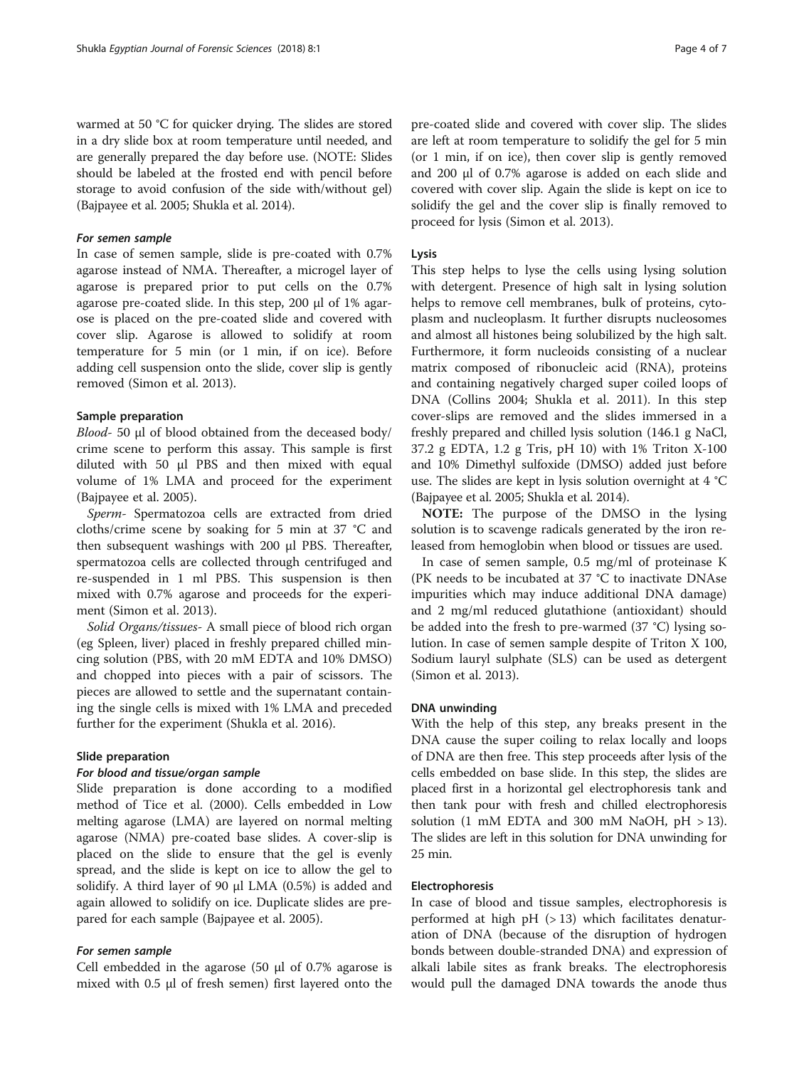warmed at 50 °C for quicker drying. The slides are stored in a dry slide box at room temperature until needed, and are generally prepared the day before use. (NOTE: Slides should be labeled at the frosted end with pencil before storage to avoid confusion of the side with/without gel) (Bajpayee et al. 2005; Shukla et al. 2014).

#### *For semen sample*

In case of semen sample, slide is pre-coated with 0.7% agarose instead of NMA. Thereafter, a microgel layer of agarose is prepared prior to put cells on the 0.7% agarose pre-coated slide. In this step, 200 μl of 1% agarose is placed on the pre-coated slide and covered with cover slip. Agarose is allowed to solidify at room temperature for 5 min (or 1 min, if on ice). Before adding cell suspension onto the slide, cover slip is gently removed (Simon et al. 2013).

### Sample preparation

*Blood-* 50 μl of blood obtained from the deceased body/crime scene to perform this assay. This sample is first diluted with 50 μl PBS and then mixed with equal volume of 1% LMA and proceed for the experiment (Bajpayee et al. 2005).

*Sperm-* Spermatozoa cells are extracted from dried cloths/crime scene by soaking for 5 min at 37 °C and then subsequent washings with 200 μl PBS. Thereafter, spermatozoa cells are collected through centrifuged and re-suspended in 1 ml PBS. This suspension is then mixed with 0.7% agarose and proceeds for the experiment (Simon et al. 2013).

*Solid Organs/tissues-* A small piece of blood rich organ (eg Spleen, liver) placed in freshly prepared chilled mincing solution (PBS, with 20 mM EDTA and 10% DMSO) and chopped into pieces with a pair of scissors. The pieces are allowed to settle and the supernatant containing the single cells is mixed with 1% LMA and preceded further for the experiment (Shukla et al. 2016).

### Slide preparation

#### *For blood and tissue/organ sample*

Slide preparation is done according to a modified method of Tice et al. (2000). Cells embedded in Low melting agarose (LMA) are layered on normal melting agarose (NMA) pre-coated base slides. A cover-slip is placed on the slide to ensure that the gel is evenly spread, and the slide is kept on ice to allow the gel to solidify. A third layer of 90 μl LMA (0.5%) is added and again allowed to solidify on ice. Duplicate slides are prepared for each sample (Bajpayee et al. 2005).

#### *For semen sample*

Cell embedded in the agarose (50 μl of 0.7% agarose is mixed with 0.5 μl of fresh semen) first layered onto the pre-coated slide and covered with cover slip. The slides are left at room temperature to solidify the gel for 5 min (or 1 min, if on ice), then cover slip is gently removed and 200 μl of 0.7% agarose is added on each slide and covered with cover slip. Again the slide is kept on ice to solidify the gel and the cover slip is finally removed to proceed for lysis (Simon et al. 2013).

### Lysis

This step helps to lyse the cells using lysing solution with detergent. Presence of high salt in lysing solution helps to remove cell membranes, bulk of proteins, cytoplasm and nucleoplasm. It further disrupts nucleosomes and almost all histones being solubilized by the high salt. Furthermore, it form nucleoids consisting of a nuclear matrix composed of ribonucleic acid (RNA), proteins and containing negatively charged super coiled loops of DNA (Collins 2004; Shukla et al. 2011). In this step cover-slips are removed and the slides immersed in a freshly prepared and chilled lysis solution (146.1 g NaCl, 37.2 g EDTA, 1.2 g Tris, pH 10) with 1% Triton X-100 and 10% Dimethyl sulfoxide (DMSO) added just before use. The slides are kept in lysis solution overnight at 4 °C (Bajpayee et al. 2005; Shukla et al. 2014).

**NOTE:** The purpose of the DMSO in the lysing solution is to scavenge radicals generated by the iron released from hemoglobin when blood or tissues are used.

In case of semen sample, 0.5 mg/ml of proteinase K (PK needs to be incubated at 37 °C to inactivate DNAse impurities which may induce additional DNA damage) and 2 mg/ml reduced glutathione (antioxidant) should be added into the fresh to pre-warmed (37 °C) lysing solution. In case of semen sample despite of Triton X 100, Sodium lauryl sulphate (SLS) can be used as detergent (Simon et al. 2013).

### DNA unwinding

With the help of this step, any breaks present in the DNA cause the super coiling to relax locally and loops of DNA are then free. This step proceeds after lysis of the cells embedded on base slide. In this step, the slides are placed first in a horizontal gel electrophoresis tank and then tank pour with fresh and chilled electrophoresis solution (1 mM EDTA and 300 mM NaOH, pH > 13). The slides are left in this solution for DNA unwinding for 25 min.

### Electrophoresis

In case of blood and tissue samples, electrophoresis is performed at high pH (> 13) which facilitates denaturation of DNA (because of the disruption of hydrogen bonds between double-stranded DNA) and expression of alkali labile sites as frank breaks. The electrophoresis would pull the damaged DNA towards the anode thus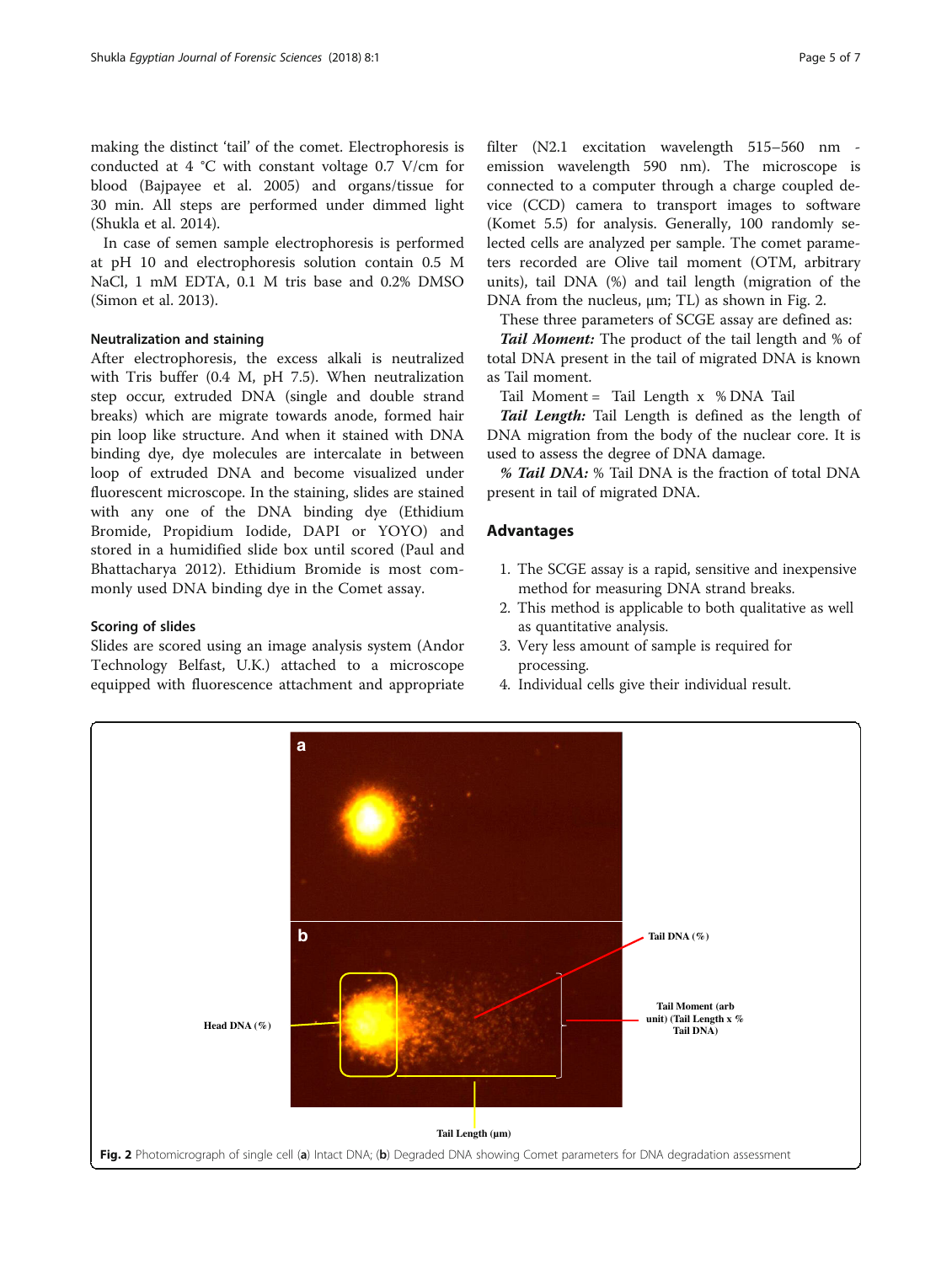making the distinct 'tail' of the comet. Electrophoresis is conducted at 4 °C with constant voltage 0.7 V/cm for blood (Bajpayee et al. 2005) and organs/tissue for 30 min. All steps are performed under dimmed light (Shukla et al. 2014).

In case of semen sample electrophoresis is performed at pH 10 and electrophoresis solution contain 0.5 M NaCl, 1 mM EDTA, 0.1 M tris base and 0.2% DMSO (Simon et al. 2013).

### Neutralization and staining

After electrophoresis, the excess alkali is neutralized with Tris buffer (0.4 M, pH 7.5). When neutralization step occur, extruded DNA (single and double strand breaks) which are migrate towards anode, formed hair pin loop like structure. And when it stained with DNA binding dye, dye molecules are intercalate in between loop of extruded DNA and become visualized under fluorescent microscope. In the staining, slides are stained with any one of the DNA binding dye (Ethidium Bromide, Propidium Iodide, DAPI or YOYO) and stored in a humidified slide box until scored (Paul and Bhattacharya 2012). Ethidium Bromide is most commonly used DNA binding dye in the Comet assay.

### Scoring of slides

Slides are scored using an image analysis system (Andor Technology Belfast, U.K.) attached to a microscope equipped with fluorescence attachment and appropriate filter (N2.1 excitation wavelength 515–560 nm - emission wavelength 590 nm). The microscope is connected to a computer through a charge coupled device (CCD) camera to transport images to software (Komet 5.5) for analysis. Generally, 100 randomly selected cells are analyzed per sample. The comet parameters recorded are Olive tail moment (OTM, arbitrary units), tail DNA (%) and tail length (migration of the DNA from the nucleus, μm; TL) as shown in Fig. 2.

These three parameters of SCGE assay are defined as:

***Tail Moment:*** The product of the tail length and % of total DNA present in the tail of migrated DNA is known as Tail moment.

$$\text{Tail Moment} = \text{Tail Length} \times \%\,\text{DNA Tail}$$

***Tail Length:*** Tail Length is defined as the length of DNA migration from the body of the nuclear core. It is used to assess the degree of DNA damage.

***% Tail DNA:*** % Tail DNA is the fraction of total DNA present in tail of migrated DNA.

## Advantages

1. The SCGE assay is a rapid, sensitive and inexpensive method for measuring DNA strand breaks.
2. This method is applicable to both qualitative as well as quantitative analysis.
3. Very less amount of sample is required for processing.
4. Individual cells give their individual result.

**Fig. 2** Photomicrograph of single cell (**a**) Intact DNA; (**b**) Degraded DNA showing Comet parameters for DNA degradation assessment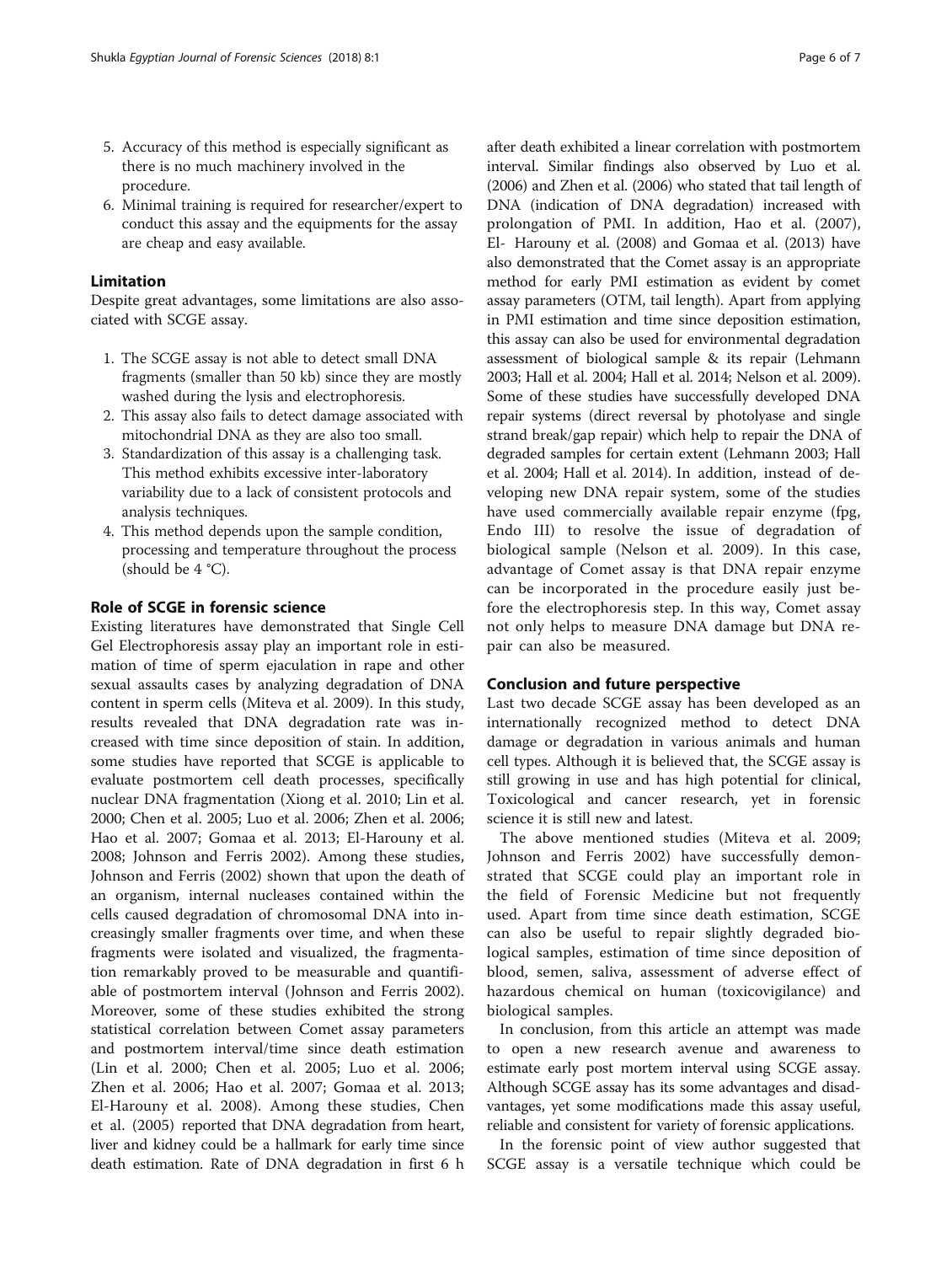5. Accuracy of this method is especially significant as there is no much machinery involved in the procedure.
6. Minimal training is required for researcher/expert to conduct this assay and the equipments for the assay are cheap and easy available.

## Limitation

Despite great advantages, some limitations are also associated with SCGE assay.

1. The SCGE assay is not able to detect small DNA fragments (smaller than 50 kb) since they are mostly washed during the lysis and electrophoresis.
2. This assay also fails to detect damage associated with mitochondrial DNA as they are also too small.
3. Standardization of this assay is a challenging task. This method exhibits excessive inter-laboratory variability due to a lack of consistent protocols and analysis techniques.
4. This method depends upon the sample condition, processing and temperature throughout the process (should be 4 °C).

## Role of SCGE in forensic science

Existing literatures have demonstrated that Single Cell Gel Electrophoresis assay play an important role in estimation of time of sperm ejaculation in rape and other sexual assaults cases by analyzing degradation of DNA content in sperm cells (Miteva et al. 2009). In this study, results revealed that DNA degradation rate was increased with time since deposition of stain. In addition, some studies have reported that SCGE is applicable to evaluate postmortem cell death processes, specifically nuclear DNA fragmentation (Xiong et al. 2010; Lin et al. 2000; Chen et al. 2005; Luo et al. 2006; Zhen et al. 2006; Hao et al. 2007; Gomaa et al. 2013; El-Harouny et al. 2008; Johnson and Ferris 2002). Among these studies, Johnson and Ferris (2002) shown that upon the death of an organism, internal nucleases contained within the cells caused degradation of chromosomal DNA into increasingly smaller fragments over time, and when these fragments were isolated and visualized, the fragmentation remarkably proved to be measurable and quantifiable of postmortem interval (Johnson and Ferris 2002). Moreover, some of these studies exhibited the strong statistical correlation between Comet assay parameters and postmortem interval/time since death estimation (Lin et al. 2000; Chen et al. 2005; Luo et al. 2006; Zhen et al. 2006; Hao et al. 2007; Gomaa et al. 2013; El-Harouny et al. 2008). Among these studies, Chen et al. (2005) reported that DNA degradation from heart, liver and kidney could be a hallmark for early time since death estimation. Rate of DNA degradation in first 6 h after death exhibited a linear correlation with postmortem interval. Similar findings also observed by Luo et al. (2006) and Zhen et al. (2006) who stated that tail length of DNA (indication of DNA degradation) increased with prolongation of PMI. In addition, Hao et al. (2007), El- Harouny et al. (2008) and Gomaa et al. (2013) have also demonstrated that the Comet assay is an appropriate method for early PMI estimation as evident by comet assay parameters (OTM, tail length). Apart from applying in PMI estimation and time since deposition estimation, this assay can also be used for environmental degradation assessment of biological sample & its repair (Lehmann 2003; Hall et al. 2004; Hall et al. 2014; Nelson et al. 2009). Some of these studies have successfully developed DNA repair systems (direct reversal by photolyase and single strand break/gap repair) which help to repair the DNA of degraded samples for certain extent (Lehmann 2003; Hall et al. 2004; Hall et al. 2014). In addition, instead of developing new DNA repair system, some of the studies have used commercially available repair enzyme (fpg, Endo III) to resolve the issue of degradation of biological sample (Nelson et al. 2009). In this case, advantage of Comet assay is that DNA repair enzyme can be incorporated in the procedure easily just before the electrophoresis step. In this way, Comet assay not only helps to measure DNA damage but DNA repair can also be measured.

## Conclusion and future perspective

Last two decade SCGE assay has been developed as an internationally recognized method to detect DNA damage or degradation in various animals and human cell types. Although it is believed that, the SCGE assay is still growing in use and has high potential for clinical, Toxicological and cancer research, yet in forensic science it is still new and latest.

The above mentioned studies (Miteva et al. 2009; Johnson and Ferris 2002) have successfully demonstrated that SCGE could play an important role in the field of Forensic Medicine but not frequently used. Apart from time since death estimation, SCGE can also be useful to repair slightly degraded biological samples, estimation of time since deposition of blood, semen, saliva, assessment of adverse effect of hazardous chemical on human (toxicovigilance) and biological samples.

In conclusion, from this article an attempt was made to open a new research avenue and awareness to estimate early post mortem interval using SCGE assay. Although SCGE assay has its some advantages and disadvantages, yet some modifications made this assay useful, reliable and consistent for variety of forensic applications.

In the forensic point of view author suggested that SCGE assay is a versatile technique which could be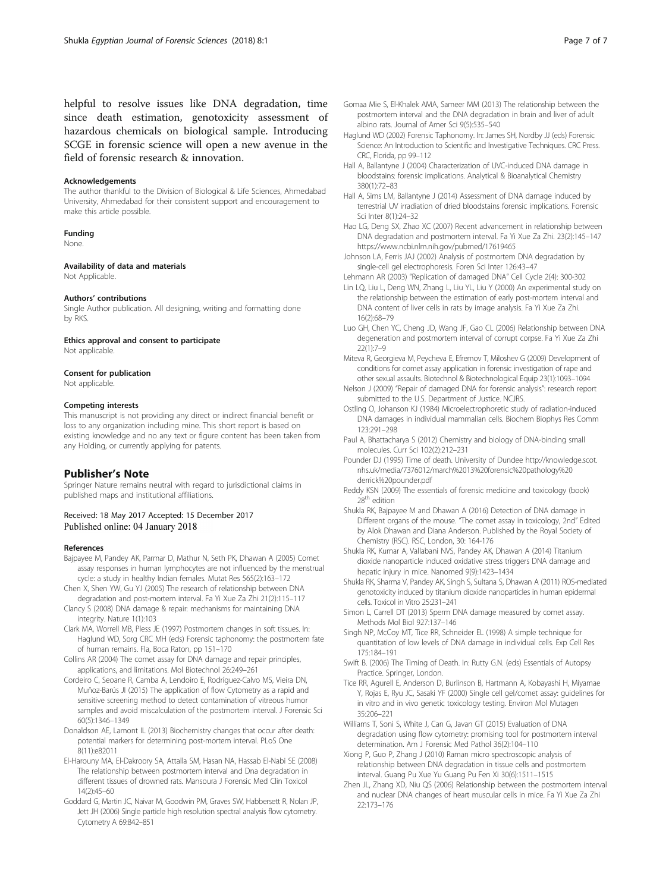helpful to resolve issues like DNA degradation, time since death estimation, genotoxicity assessment of hazardous chemicals on biological sample. Introducing SCGE in forensic science will open a new avenue in the field of forensic research & innovation.

#### Acknowledgements
The author thankful to the Division of Biological & Life Sciences, Ahmedabad University, Ahmedabad for their consistent support and encouragement to make this article possible.

#### Funding
None.

#### Availability of data and materials
Not Applicable.

#### Authors' contributions
Single Author publication. All designing, writing and formatting done by RKS.

#### Ethics approval and consent to participate
Not applicable.

#### Consent for publication
Not applicable.

#### Competing interests
This manuscript is not providing any direct or indirect financial benefit or loss to any organization including mine. This short report is based on existing knowledge and no any text or figure content has been taken from any Holding, or currently applying for patents.

## Publisher's Note
Springer Nature remains neutral with regard to jurisdictional claims in published maps and institutional affiliations.

Received: 18 May 2017 Accepted: 15 December 2017
Published online: 04 January 2018

#### References
Bajpayee M, Pandey AK, Parmar D, Mathur N, Seth PK, Dhawan A (2005) Comet assay responses in human lymphocytes are not influenced by the menstrual cycle: a study in healthy Indian females. Mutat Res 565(2):163–172

Chen X, Shen YW, Gu YJ (2005) The research of relationship between DNA degradation and post-mortem interval. Fa Yi Xue Za Zhi 21(2):115–117

Clancy S (2008) DNA damage & repair: mechanisms for maintaining DNA integrity. Nature 1(1):103

Clark MA, Worrell MB, Pless JE (1997) Postmortem changes in soft tissues. In: Haglund WD, Sorg CRC MH (eds) Forensic taphonomy: the postmortem fate of human remains. Fla, Boca Raton, pp 151–170

Collins AR (2004) The comet assay for DNA damage and repair principles, applications, and limitations. Mol Biotechnol 26:249–261

Cordeiro C, Seoane R, Camba A, Lendoiro E, Rodríguez-Calvo MS, Vieira DN, Muñoz-Barús JI (2015) The application of flow Cytometry as a rapid and sensitive screening method to detect contamination of vitreous humor samples and avoid miscalculation of the postmortem interval. J Forensic Sci 60(5):1346–1349

Donaldson AE, Lamont IL (2013) Biochemistry changes that occur after death: potential markers for determining post-mortem interval. PLoS One 8(11):e82011

El-Harouny MA, El-Dakroory SA, Attalla SM, Hasan NA, Hassab El-Nabi SE (2008) The relationship between postmortem interval and Dna degradation in different tissues of drowned rats. Mansoura J Forensic Med Clin Toxicol 14(2):45–60

Goddard G, Martin JC, Naivar M, Goodwin PM, Graves SW, Habbersett R, Nolan JP, Jett JH (2006) Single particle high resolution spectral analysis flow cytometry. Cytometry A 69:842–851

Gomaa Mie S, El-Khalek AMA, Sameer MM (2013) The relationship between the postmortem interval and the DNA degradation in brain and liver of adult albino rats. Journal of Amer Sci 9(5):535–540

Haglund WD (2002) Forensic Taphonomy. In: James SH, Nordby JJ (eds) Forensic Science: An Introduction to Scientific and Investigative Techniques. CRC Press. CRC, Florida, pp 99–112

Hall A, Ballantyne J (2004) Characterization of UVC-induced DNA damage in bloodstains: forensic implications. Analytical & Bioanalytical Chemistry 380(1):72–83

Hall A, Sims LM, Ballantyne J (2014) Assessment of DNA damage induced by terrestrial UV irradiation of dried bloodstains forensic implications. Forensic Sci Inter 8(1):24–32

Hao LG, Deng SX, Zhao XC (2007) Recent advancement in relationship between DNA degradation and postmortem interval. Fa Yi Xue Za Zhi. 23(2):145–147 https://www.ncbi.nlm.nih.gov/pubmed/17619465

Johnson LA, Ferris JAJ (2002) Analysis of postmortem DNA degradation by single-cell gel electrophoresis. Foren Sci Inter 126:43–47

Lehmann AR (2003) "Replication of damaged DNA" Cell Cycle 2(4): 300-302

Lin LQ, Liu L, Deng WN, Zhang L, Liu YL, Liu Y (2000) An experimental study on the relationship between the estimation of early post-mortem interval and DNA content of liver cells in rats by image analysis. Fa Yi Xue Za Zhi. 16(2):68–79

Luo GH, Chen YC, Cheng JD, Wang JF, Gao CL (2006) Relationship between DNA degeneration and postmortem interval of corrupt corpse. Fa Yi Xue Za Zhi 22(1):7–9

Miteva R, Georgieva M, Peycheva E, Efremov T, Miloshev G (2009) Development of conditions for comet assay application in forensic investigation of rape and other sexual assaults. Biotechnol & Biotechnological Equip 23(1):1093–1094

Nelson J (2009) "Repair of damaged DNA for forensic analysis": research report submitted to the U.S. Department of Justice. NCJRS.

Ostling O, Johanson KJ (1984) Microelectrophoretic study of radiation-induced DNA damages in individual mammalian cells. Biochem Biophys Res Comm 123:291–298

Paul A, Bhattacharya S (2012) Chemistry and biology of DNA-binding small molecules. Curr Sci 102(2):212–231

Pounder DJ (1995) Time of death. University of Dundee http://knowledge.scot.nhs.uk/media/7376012/march%2013%20forensic%20pathology%20derrick%20pounder.pdf

Reddy KSN (2009) The essentials of forensic medicine and toxicology (book) 28th edition

Shukla RK, Bajpayee M and Dhawan A (2016) Detection of DNA damage in Different organs of the mouse. "The comet assay in toxicology, 2nd" Edited by Alok Dhawan and Diana Anderson. Published by the Royal Society of Chemistry (RSC). RSC, London, 30: 164-176

Shukla RK, Kumar A, Vallabani NVS, Pandey AK, Dhawan A (2014) Titanium dioxide nanoparticle induced oxidative stress triggers DNA damage and hepatic injury in mice. Nanomed 9(9):1423–1434

Shukla RK, Sharma V, Pandey AK, Singh S, Sultana S, Dhawan A (2011) ROS-mediated genotoxicity induced by titanium dioxide nanoparticles in human epidermal cells. Toxicol in Vitro 25:231–241

Simon L, Carrell DT (2013) Sperm DNA damage measured by comet assay. Methods Mol Biol 927:137–146

Singh NP, McCoy MT, Tice RR, Schneider EL (1998) A simple technique for quantitation of low levels of DNA damage in individual cells. Exp Cell Res 175:184–191

Swift B. (2006) The Timing of Death. In: Rutty G.N. (eds) Essentials of Autopsy Practice. Springer, London.

Tice RR, Agurell E, Anderson D, Burlinson B, Hartmann A, Kobayashi H, Miyamae Y, Rojas E, Ryu JC, Sasaki YF (2000) Single cell gel/comet assay: guidelines for in vitro and in vivo genetic toxicology testing. Environ Mol Mutagen 35:206–221

Williams T, Soni S, White J, Can G, Javan GT (2015) Evaluation of DNA degradation using flow cytometry: promising tool for postmortem interval determination. Am J Forensic Med Pathol 36(2):104–110

Xiong P, Guo P, Zhang J (2010) Raman micro spectroscopic analysis of relationship between DNA degradation in tissue cells and postmortem interval. Guang Pu Xue Yu Guang Pu Fen Xi 30(6):1511–1515

Zhen JL, Zhang XD, Niu QS (2006) Relationship between the postmortem interval and nuclear DNA changes of heart muscular cells in mice. Fa Yi Xue Za Zhi 22:173–176